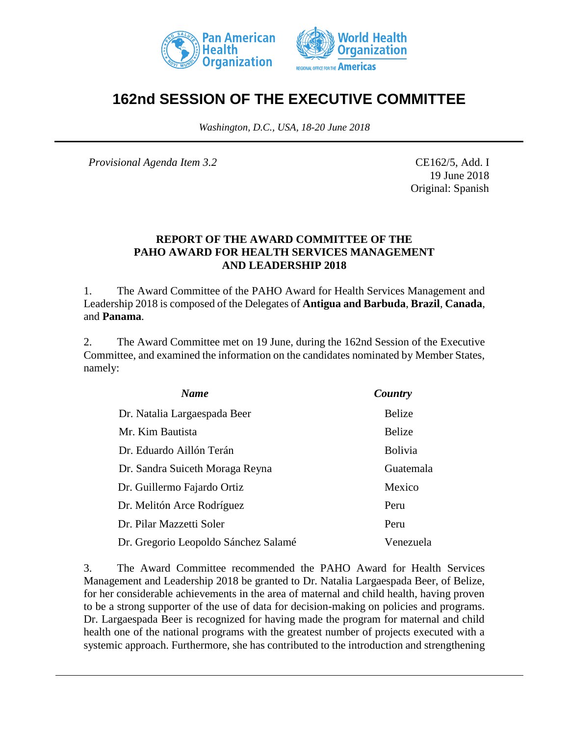# 162nd SESSION OF THE EXECUTIVE COMMITTEE

*Washington, D.C., USA, 18-20 June 2018*

*Provisional Agenda Item 3.2*

CE162/5, Add. I
19 June 2018
Original: Spanish

## REPORT OF THE AWARD COMMITTEE OF THE PAHO AWARD FOR HEALTH SERVICES MANAGEMENT AND LEADERSHIP 2018

1. The Award Committee of the PAHO Award for Health Services Management and Leadership 2018 is composed of the Delegates of **Antigua and Barbuda**, **Brazil**, **Canada**, and **Panama**.

2. The Award Committee met on 19 June, during the 162nd Session of the Executive Committee, and examined the information on the candidates nominated by Member States, namely:

| *Name* | *Country* |
|---|---|
| Dr. Natalia Largaespada Beer | Belize |
| Mr. Kim Bautista | Belize |
| Dr. Eduardo Aillón Terán | Bolivia |
| Dr. Sandra Suiceth Moraga Reyna | Guatemala |
| Dr. Guillermo Fajardo Ortiz | Mexico |
| Dr. Melitón Arce Rodríguez | Peru |
| Dr. Pilar Mazzetti Soler | Peru |
| Dr. Gregorio Leopoldo Sánchez Salamé | Venezuela |

3. The Award Committee recommended the PAHO Award for Health Services Management and Leadership 2018 be granted to Dr. Natalia Largaespada Beer, of Belize, for her considerable achievements in the area of maternal and child health, having proven to be a strong supporter of the use of data for decision-making on policies and programs. Dr. Largaespada Beer is recognized for having made the program for maternal and child health one of the national programs with the greatest number of projects executed with a systemic approach. Furthermore, she has contributed to the introduction and strengthening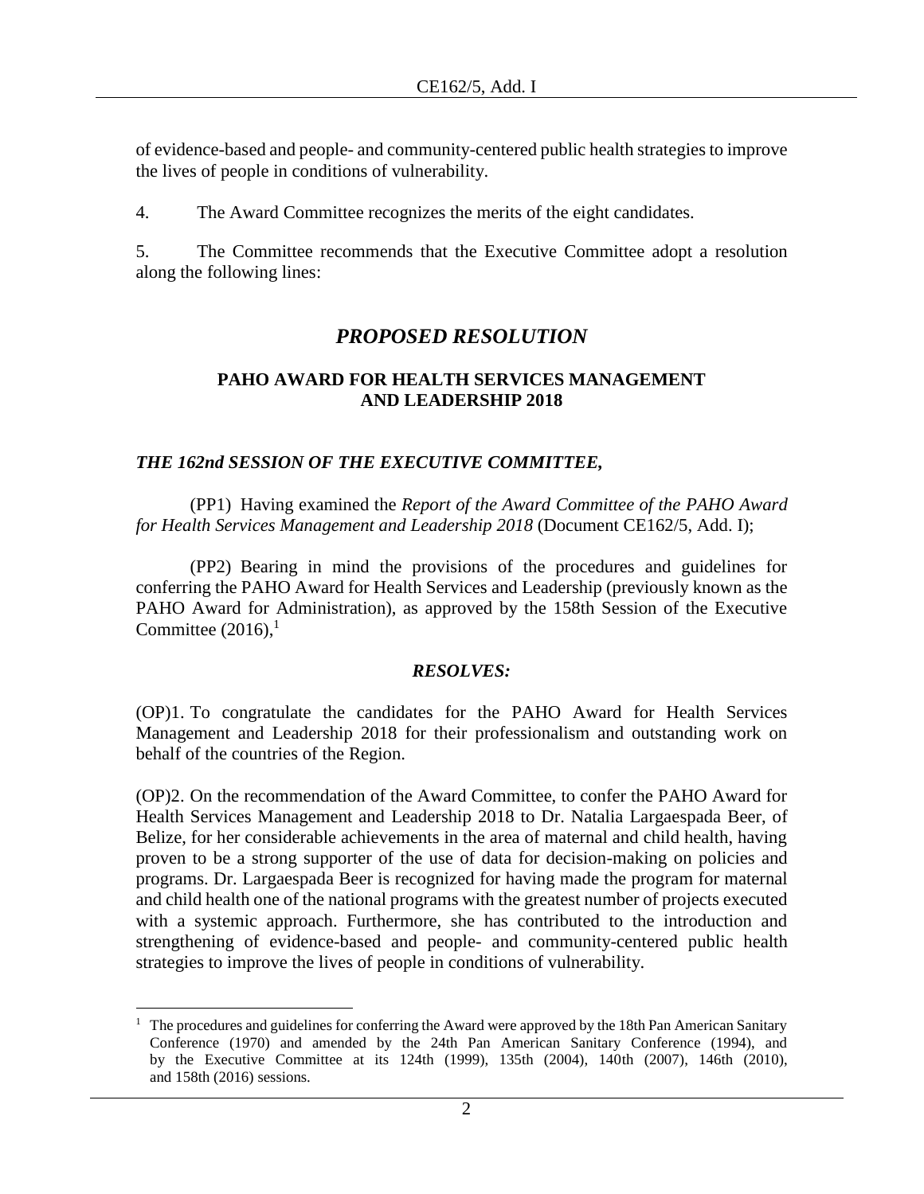of evidence-based and people- and community-centered public health strategies to improve the lives of people in conditions of vulnerability.

4. The Award Committee recognizes the merits of the eight candidates.

5. The Committee recommends that the Executive Committee adopt a resolution along the following lines:

## *PROPOSED RESOLUTION*

### PAHO AWARD FOR HEALTH SERVICES MANAGEMENT AND LEADERSHIP 2018

***THE 162nd SESSION OF THE EXECUTIVE COMMITTEE,***

(PP1) Having examined the *Report of the Award Committee of the PAHO Award for Health Services Management and Leadership 2018* (Document CE162/5, Add. I);

(PP2) Bearing in mind the provisions of the procedures and guidelines for conferring the PAHO Award for Health Services and Leadership (previously known as the PAHO Award for Administration), as approved by the 158th Session of the Executive Committee (2016),[1]

***RESOLVES:***

(OP)1. To congratulate the candidates for the PAHO Award for Health Services Management and Leadership 2018 for their professionalism and outstanding work on behalf of the countries of the Region.

(OP)2. On the recommendation of the Award Committee, to confer the PAHO Award for Health Services Management and Leadership 2018 to Dr. Natalia Largaespada Beer, of Belize, for her considerable achievements in the area of maternal and child health, having proven to be a strong supporter of the use of data for decision-making on policies and programs. Dr. Largaespada Beer is recognized for having made the program for maternal and child health one of the national programs with the greatest number of projects executed with a systemic approach. Furthermore, she has contributed to the introduction and strengthening of evidence-based and people- and community-centered public health strategies to improve the lives of people in conditions of vulnerability.

---

[1] The procedures and guidelines for conferring the Award were approved by the 18th Pan American Sanitary Conference (1970) and amended by the 24th Pan American Sanitary Conference (1994), and by the Executive Committee at its 124th (1999), 135th (2004), 140th (2007), 146th (2010), and 158th (2016) sessions.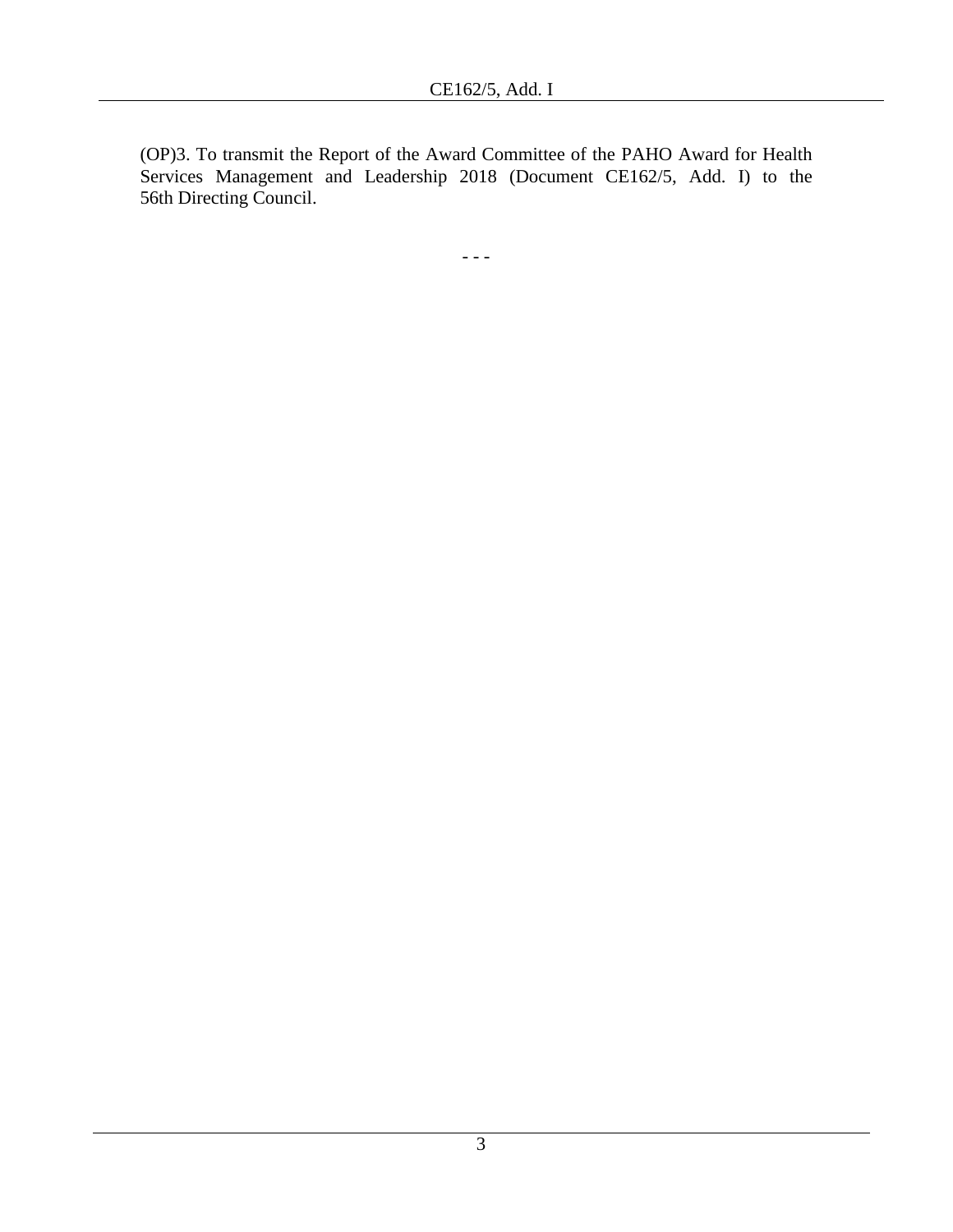(OP)3. To transmit the Report of the Award Committee of the PAHO Award for Health Services Management and Leadership 2018 (Document CE162/5, Add. I) to the 56th Directing Council.

- - -